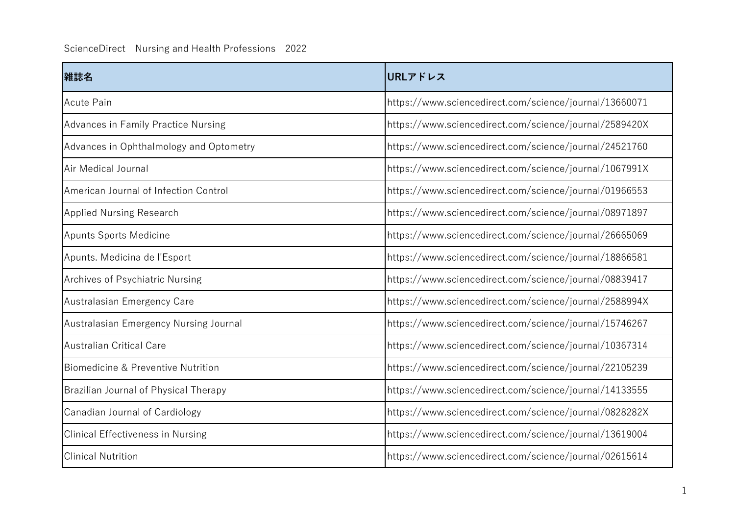ScienceDirect　Nursing and Health Professions　2022

| 雑誌名 | URLアドレス |
|---|---|
| Acute Pain | https://www.sciencedirect.com/science/journal/13660071 |
| Advances in Family Practice Nursing | https://www.sciencedirect.com/science/journal/2589420X |
| Advances in Ophthalmology and Optometry | https://www.sciencedirect.com/science/journal/24521760 |
| Air Medical Journal | https://www.sciencedirect.com/science/journal/1067991X |
| American Journal of Infection Control | https://www.sciencedirect.com/science/journal/01966553 |
| Applied Nursing Research | https://www.sciencedirect.com/science/journal/08971897 |
| Apunts Sports Medicine | https://www.sciencedirect.com/science/journal/26665069 |
| Apunts. Medicina de l'Esport | https://www.sciencedirect.com/science/journal/18866581 |
| Archives of Psychiatric Nursing | https://www.sciencedirect.com/science/journal/08839417 |
| Australasian Emergency Care | https://www.sciencedirect.com/science/journal/2588994X |
| Australasian Emergency Nursing Journal | https://www.sciencedirect.com/science/journal/15746267 |
| Australian Critical Care | https://www.sciencedirect.com/science/journal/10367314 |
| Biomedicine & Preventive Nutrition | https://www.sciencedirect.com/science/journal/22105239 |
| Brazilian Journal of Physical Therapy | https://www.sciencedirect.com/science/journal/14133555 |
| Canadian Journal of Cardiology | https://www.sciencedirect.com/science/journal/0828282X |
| Clinical Effectiveness in Nursing | https://www.sciencedirect.com/science/journal/13619004 |
| Clinical Nutrition | https://www.sciencedirect.com/science/journal/02615614 |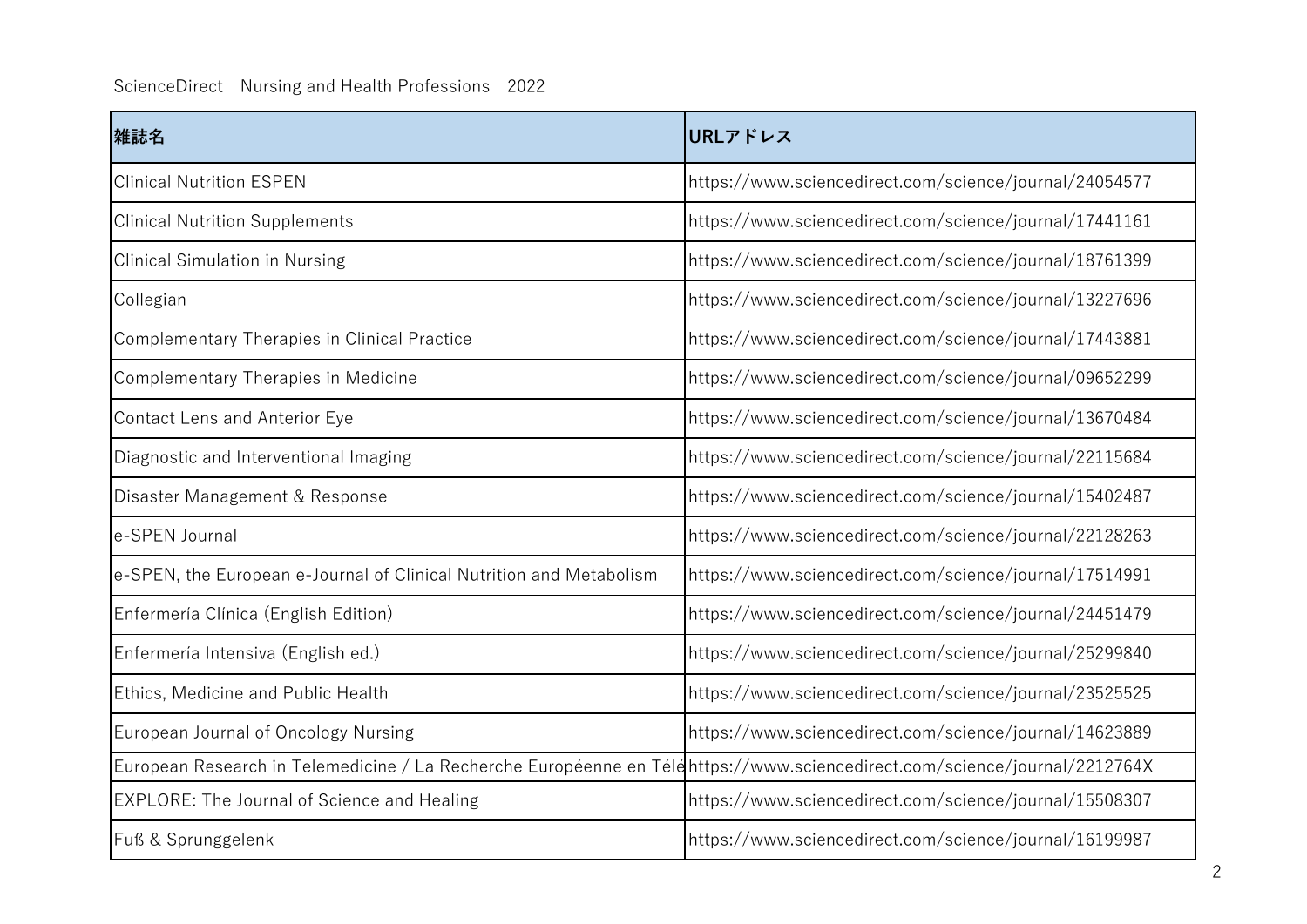ScienceDirect　Nursing and Health Professions　2022

| 雑誌名 | URLアドレス |
| --- | --- |
| Clinical Nutrition ESPEN | https://www.sciencedirect.com/science/journal/24054577 |
| Clinical Nutrition Supplements | https://www.sciencedirect.com/science/journal/17441161 |
| Clinical Simulation in Nursing | https://www.sciencedirect.com/science/journal/18761399 |
| Collegian | https://www.sciencedirect.com/science/journal/13227696 |
| Complementary Therapies in Clinical Practice | https://www.sciencedirect.com/science/journal/17443881 |
| Complementary Therapies in Medicine | https://www.sciencedirect.com/science/journal/09652299 |
| Contact Lens and Anterior Eye | https://www.sciencedirect.com/science/journal/13670484 |
| Diagnostic and Interventional Imaging | https://www.sciencedirect.com/science/journal/22115684 |
| Disaster Management & Response | https://www.sciencedirect.com/science/journal/15402487 |
| e-SPEN Journal | https://www.sciencedirect.com/science/journal/22128263 |
| e-SPEN, the European e-Journal of Clinical Nutrition and Metabolism | https://www.sciencedirect.com/science/journal/17514991 |
| Enfermería Clínica (English Edition) | https://www.sciencedirect.com/science/journal/24451479 |
| Enfermería Intensiva (English ed.) | https://www.sciencedirect.com/science/journal/25299840 |
| Ethics, Medicine and Public Health | https://www.sciencedirect.com/science/journal/23525525 |
| European Journal of Oncology Nursing | https://www.sciencedirect.com/science/journal/14623889 |
| European Research in Telemedicine / La Recherche Européenne en Télé | https://www.sciencedirect.com/science/journal/2212764X |
| EXPLORE: The Journal of Science and Healing | https://www.sciencedirect.com/science/journal/15508307 |
| Fuß & Sprunggelenk | https://www.sciencedirect.com/science/journal/16199987 |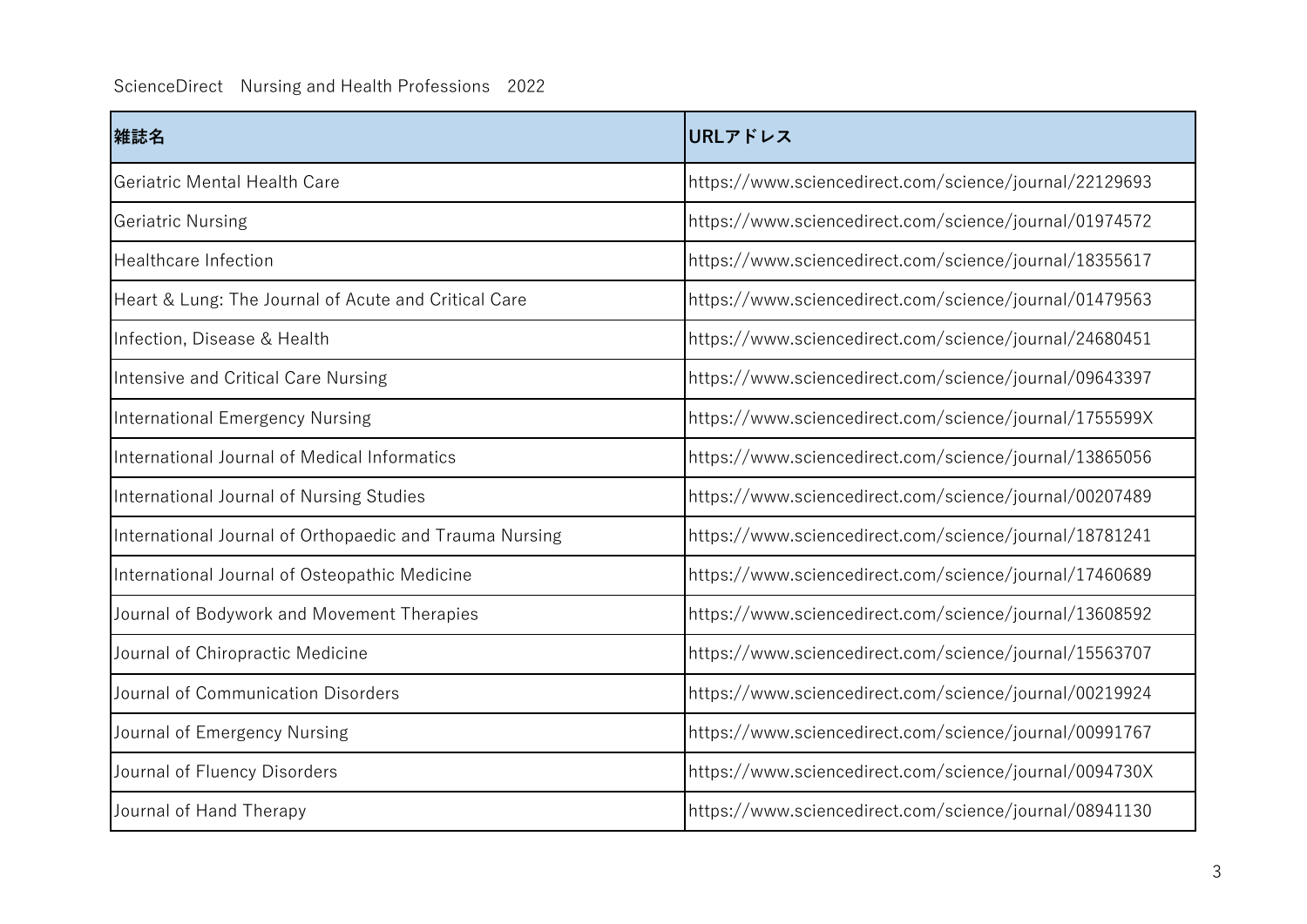ScienceDirect　Nursing and Health Professions　2022

| 雑誌名 | URLアドレス |
| --- | --- |
| Geriatric Mental Health Care | https://www.sciencedirect.com/science/journal/22129693 |
| Geriatric Nursing | https://www.sciencedirect.com/science/journal/01974572 |
| Healthcare Infection | https://www.sciencedirect.com/science/journal/18355617 |
| Heart & Lung: The Journal of Acute and Critical Care | https://www.sciencedirect.com/science/journal/01479563 |
| Infection, Disease & Health | https://www.sciencedirect.com/science/journal/24680451 |
| Intensive and Critical Care Nursing | https://www.sciencedirect.com/science/journal/09643397 |
| International Emergency Nursing | https://www.sciencedirect.com/science/journal/1755599X |
| International Journal of Medical Informatics | https://www.sciencedirect.com/science/journal/13865056 |
| International Journal of Nursing Studies | https://www.sciencedirect.com/science/journal/00207489 |
| International Journal of Orthopaedic and Trauma Nursing | https://www.sciencedirect.com/science/journal/18781241 |
| International Journal of Osteopathic Medicine | https://www.sciencedirect.com/science/journal/17460689 |
| Journal of Bodywork and Movement Therapies | https://www.sciencedirect.com/science/journal/13608592 |
| Journal of Chiropractic Medicine | https://www.sciencedirect.com/science/journal/15563707 |
| Journal of Communication Disorders | https://www.sciencedirect.com/science/journal/00219924 |
| Journal of Emergency Nursing | https://www.sciencedirect.com/science/journal/00991767 |
| Journal of Fluency Disorders | https://www.sciencedirect.com/science/journal/0094730X |
| Journal of Hand Therapy | https://www.sciencedirect.com/science/journal/08941130 |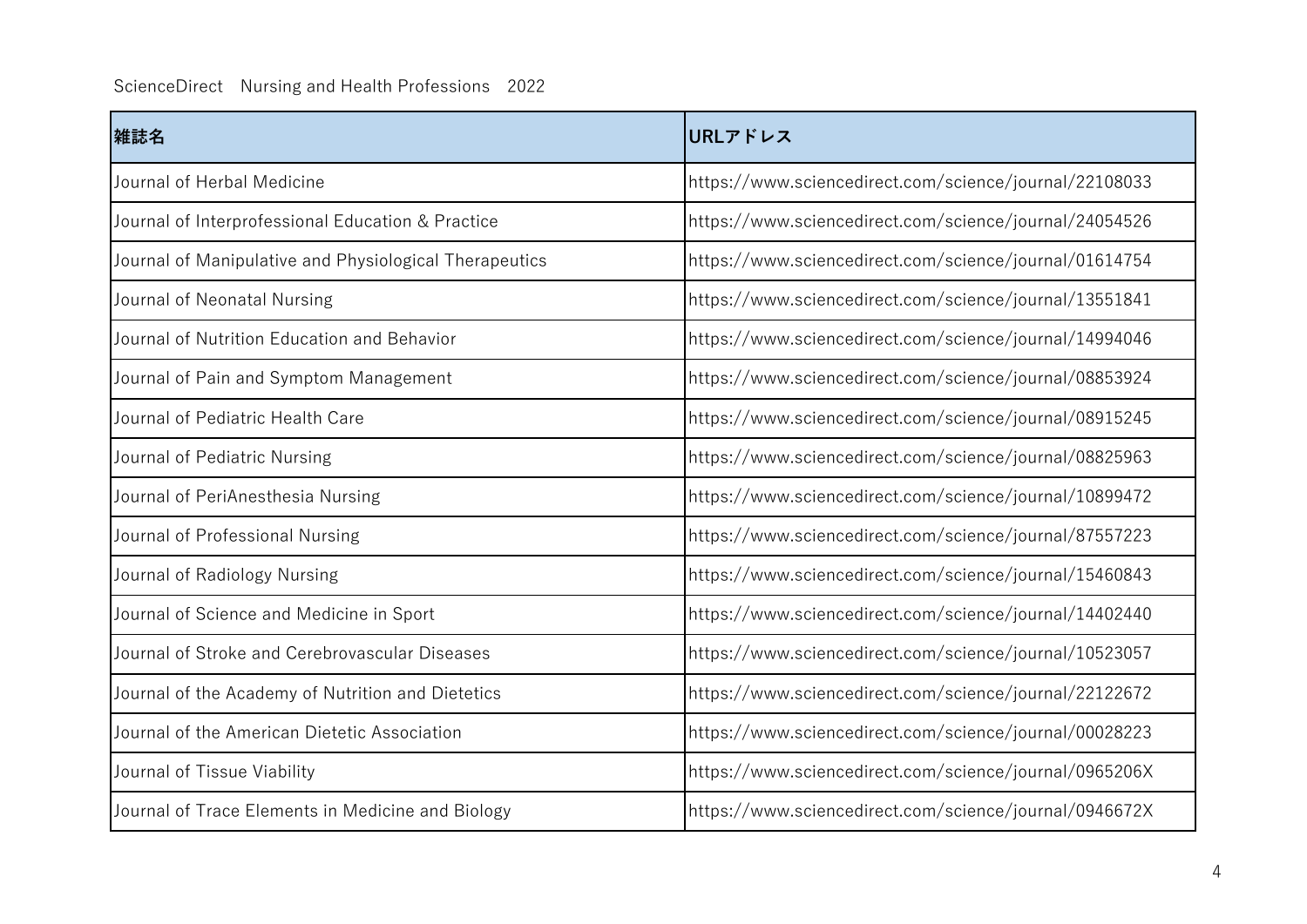ScienceDirect　Nursing and Health Professions　2022

| 雑誌名 | URLアドレス |
| --- | --- |
| Journal of Herbal Medicine | https://www.sciencedirect.com/science/journal/22108033 |
| Journal of Interprofessional Education & Practice | https://www.sciencedirect.com/science/journal/24054526 |
| Journal of Manipulative and Physiological Therapeutics | https://www.sciencedirect.com/science/journal/01614754 |
| Journal of Neonatal Nursing | https://www.sciencedirect.com/science/journal/13551841 |
| Journal of Nutrition Education and Behavior | https://www.sciencedirect.com/science/journal/14994046 |
| Journal of Pain and Symptom Management | https://www.sciencedirect.com/science/journal/08853924 |
| Journal of Pediatric Health Care | https://www.sciencedirect.com/science/journal/08915245 |
| Journal of Pediatric Nursing | https://www.sciencedirect.com/science/journal/08825963 |
| Journal of PeriAnesthesia Nursing | https://www.sciencedirect.com/science/journal/10899472 |
| Journal of Professional Nursing | https://www.sciencedirect.com/science/journal/87557223 |
| Journal of Radiology Nursing | https://www.sciencedirect.com/science/journal/15460843 |
| Journal of Science and Medicine in Sport | https://www.sciencedirect.com/science/journal/14402440 |
| Journal of Stroke and Cerebrovascular Diseases | https://www.sciencedirect.com/science/journal/10523057 |
| Journal of the Academy of Nutrition and Dietetics | https://www.sciencedirect.com/science/journal/22122672 |
| Journal of the American Dietetic Association | https://www.sciencedirect.com/science/journal/00028223 |
| Journal of Tissue Viability | https://www.sciencedirect.com/science/journal/0965206X |
| Journal of Trace Elements in Medicine and Biology | https://www.sciencedirect.com/science/journal/0946672X |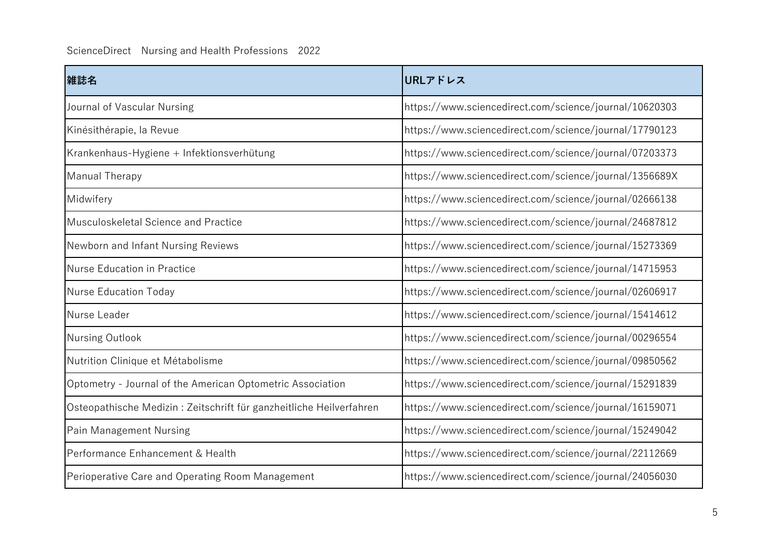ScienceDirect　Nursing and Health Professions　2022

| 雑誌名 | URLアドレス |
| --- | --- |
| Journal of Vascular Nursing | https://www.sciencedirect.com/science/journal/10620303 |
| Kinésithérapie, la Revue | https://www.sciencedirect.com/science/journal/17790123 |
| Krankenhaus-Hygiene + Infektionsverhütung | https://www.sciencedirect.com/science/journal/07203373 |
| Manual Therapy | https://www.sciencedirect.com/science/journal/1356689X |
| Midwifery | https://www.sciencedirect.com/science/journal/02666138 |
| Musculoskeletal Science and Practice | https://www.sciencedirect.com/science/journal/24687812 |
| Newborn and Infant Nursing Reviews | https://www.sciencedirect.com/science/journal/15273369 |
| Nurse Education in Practice | https://www.sciencedirect.com/science/journal/14715953 |
| Nurse Education Today | https://www.sciencedirect.com/science/journal/02606917 |
| Nurse Leader | https://www.sciencedirect.com/science/journal/15414612 |
| Nursing Outlook | https://www.sciencedirect.com/science/journal/00296554 |
| Nutrition Clinique et Métabolisme | https://www.sciencedirect.com/science/journal/09850562 |
| Optometry - Journal of the American Optometric Association | https://www.sciencedirect.com/science/journal/15291839 |
| Osteopathische Medizin : Zeitschrift für ganzheitliche Heilverfahren | https://www.sciencedirect.com/science/journal/16159071 |
| Pain Management Nursing | https://www.sciencedirect.com/science/journal/15249042 |
| Performance Enhancement & Health | https://www.sciencedirect.com/science/journal/22112669 |
| Perioperative Care and Operating Room Management | https://www.sciencedirect.com/science/journal/24056030 |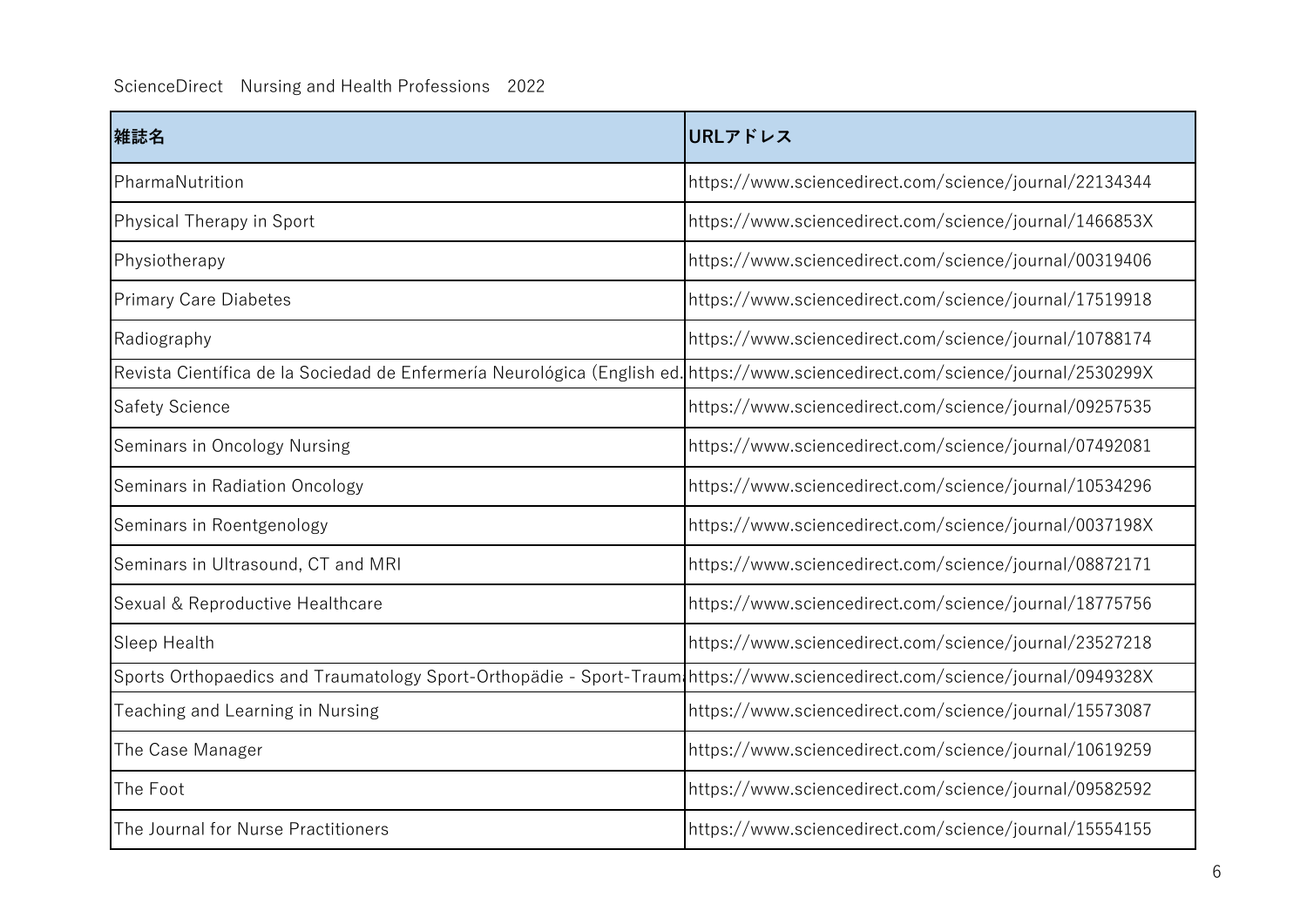ScienceDirect　Nursing and Health Professions　2022

| 雑誌名 | URLアドレス |
|---|---|
| PharmaNutrition | https://www.sciencedirect.com/science/journal/22134344 |
| Physical Therapy in Sport | https://www.sciencedirect.com/science/journal/1466853X |
| Physiotherapy | https://www.sciencedirect.com/science/journal/00319406 |
| Primary Care Diabetes | https://www.sciencedirect.com/science/journal/17519918 |
| Radiography | https://www.sciencedirect.com/science/journal/10788174 |
| Revista Científica de la Sociedad de Enfermería Neurológica (English ed. | https://www.sciencedirect.com/science/journal/2530299X |
| Safety Science | https://www.sciencedirect.com/science/journal/09257535 |
| Seminars in Oncology Nursing | https://www.sciencedirect.com/science/journal/07492081 |
| Seminars in Radiation Oncology | https://www.sciencedirect.com/science/journal/10534296 |
| Seminars in Roentgenology | https://www.sciencedirect.com/science/journal/0037198X |
| Seminars in Ultrasound, CT and MRI | https://www.sciencedirect.com/science/journal/08872171 |
| Sexual & Reproductive Healthcare | https://www.sciencedirect.com/science/journal/18775756 |
| Sleep Health | https://www.sciencedirect.com/science/journal/23527218 |
| Sports Orthopaedics and Traumatology Sport-Orthopädie - Sport-Traum | https://www.sciencedirect.com/science/journal/0949328X |
| Teaching and Learning in Nursing | https://www.sciencedirect.com/science/journal/15573087 |
| The Case Manager | https://www.sciencedirect.com/science/journal/10619259 |
| The Foot | https://www.sciencedirect.com/science/journal/09582592 |
| The Journal for Nurse Practitioners | https://www.sciencedirect.com/science/journal/15554155 |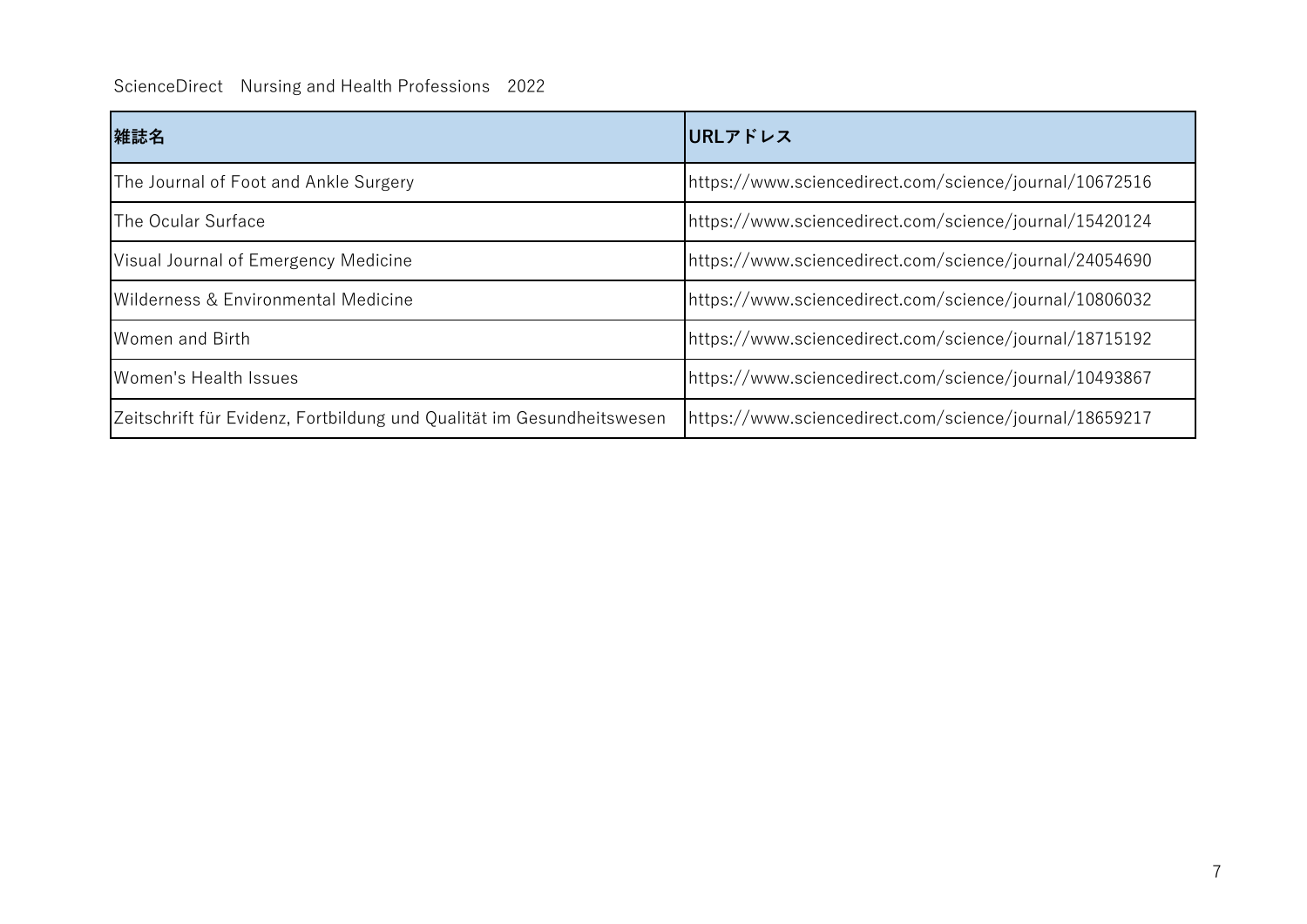ScienceDirect　Nursing and Health Professions　2022

| 雑誌名 | URLアドレス |
| --- | --- |
| The Journal of Foot and Ankle Surgery | https://www.sciencedirect.com/science/journal/10672516 |
| The Ocular Surface | https://www.sciencedirect.com/science/journal/15420124 |
| Visual Journal of Emergency Medicine | https://www.sciencedirect.com/science/journal/24054690 |
| Wilderness & Environmental Medicine | https://www.sciencedirect.com/science/journal/10806032 |
| Women and Birth | https://www.sciencedirect.com/science/journal/18715192 |
| Women's Health Issues | https://www.sciencedirect.com/science/journal/10493867 |
| Zeitschrift für Evidenz, Fortbildung und Qualität im Gesundheitswesen | https://www.sciencedirect.com/science/journal/18659217 |